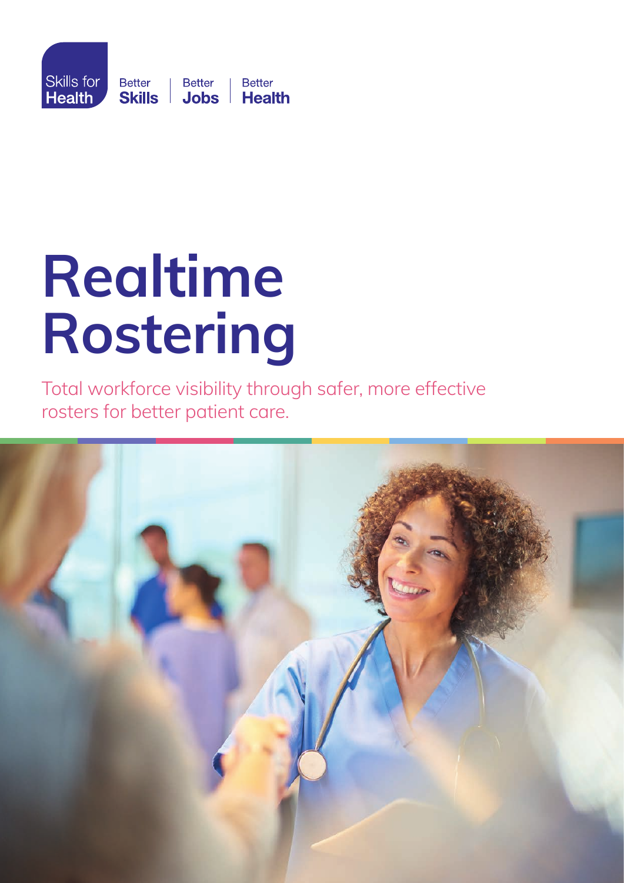Skills for Health

Better Skills | Better Jobs | Better Health

# Realtime Rostering

Total workforce visibility through safer, more effective rosters for better patient care.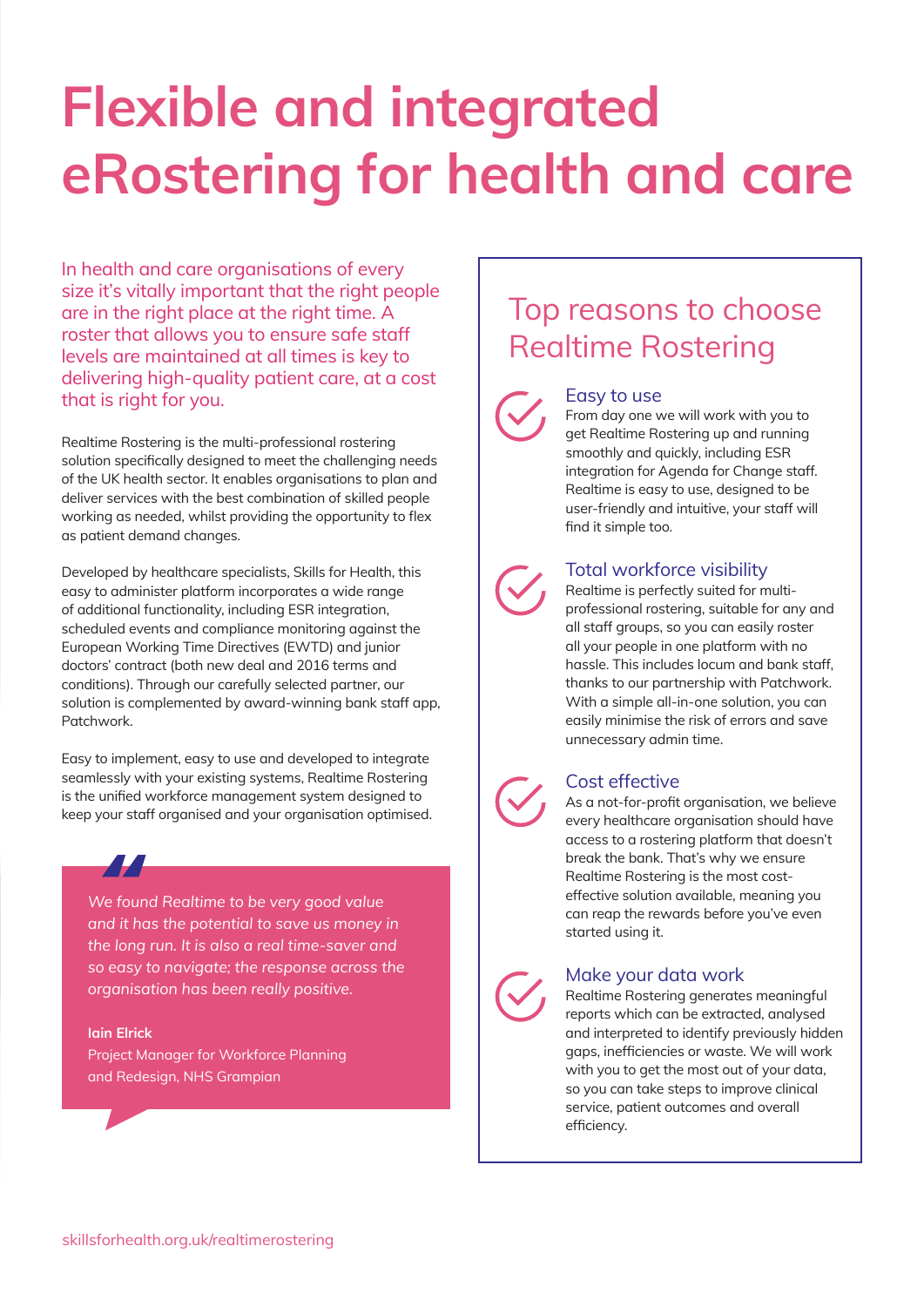# Flexible and integrated eRostering for health and care

In health and care organisations of every size it's vitally important that the right people are in the right place at the right time. A roster that allows you to ensure safe staff levels are maintained at all times is key to delivering high-quality patient care, at a cost that is right for you.

Realtime Rostering is the multi-professional rostering solution specifically designed to meet the challenging needs of the UK health sector. It enables organisations to plan and deliver services with the best combination of skilled people working as needed, whilst providing the opportunity to flex as patient demand changes.

Developed by healthcare specialists, Skills for Health, this easy to administer platform incorporates a wide range of additional functionality, including ESR integration, scheduled events and compliance monitoring against the European Working Time Directives (EWTD) and junior doctors' contract (both new deal and 2016 terms and conditions). Through our carefully selected partner, our solution is complemented by award-winning bank staff app, Patchwork.

Easy to implement, easy to use and developed to integrate seamlessly with your existing systems, Realtime Rostering is the unified workforce management system designed to keep your staff organised and your organisation optimised.

> *We found Realtime to be very good value and it has the potential to save us money in the long run. It is also a real time-saver and so easy to navigate; the response across the organisation has been really positive.*
>
> **Iain Elrick**
> Project Manager for Workforce Planning and Redesign, NHS Grampian

## Top reasons to choose Realtime Rostering

### Easy to use

From day one we will work with you to get Realtime Rostering up and running smoothly and quickly, including ESR integration for Agenda for Change staff. Realtime is easy to use, designed to be user-friendly and intuitive, your staff will find it simple too.

### Total workforce visibility

Realtime is perfectly suited for multi-professional rostering, suitable for any and all staff groups, so you can easily roster all your people in one platform with no hassle. This includes locum and bank staff, thanks to our partnership with Patchwork. With a simple all-in-one solution, you can easily minimise the risk of errors and save unnecessary admin time.

### Cost effective

As a not-for-profit organisation, we believe every healthcare organisation should have access to a rostering platform that doesn't break the bank. That's why we ensure Realtime Rostering is the most cost-effective solution available, meaning you can reap the rewards before you've even started using it.

### Make your data work

Realtime Rostering generates meaningful reports which can be extracted, analysed and interpreted to identify previously hidden gaps, inefficiencies or waste. We will work with you to get the most out of your data, so you can take steps to improve clinical service, patient outcomes and overall efficiency.

skillsforhealth.org.uk/realtimerostering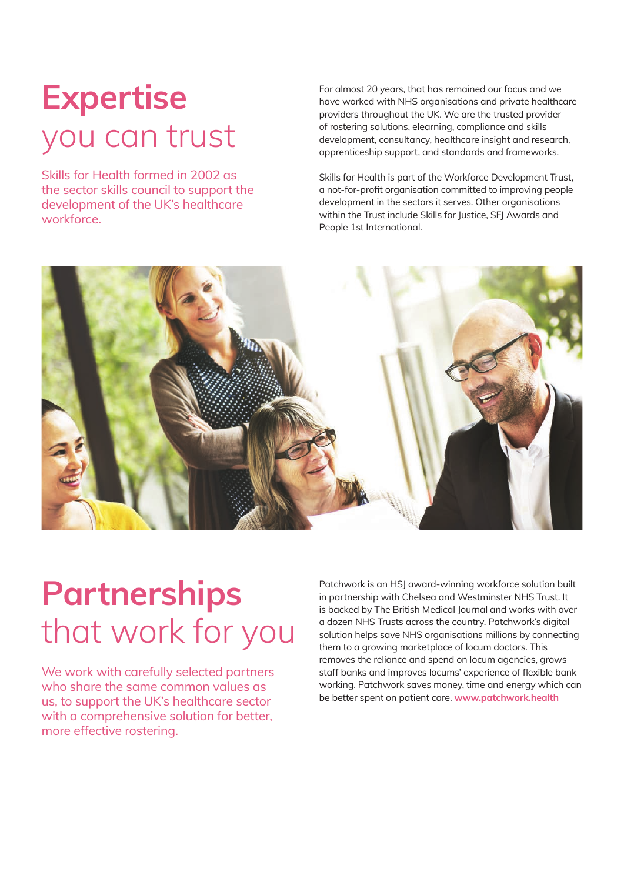# Expertise you can trust

Skills for Health formed in 2002 as the sector skills council to support the development of the UK's healthcare workforce.

For almost 20 years, that has remained our focus and we have worked with NHS organisations and private healthcare providers throughout the UK. We are the trusted provider of rostering solutions, elearning, compliance and skills development, consultancy, healthcare insight and research, apprenticeship support, and standards and frameworks.

Skills for Health is part of the Workforce Development Trust, a not-for-profit organisation committed to improving people development in the sectors it serves. Other organisations within the Trust include Skills for Justice, SFJ Awards and People 1st International.

# Partnerships that work for you

We work with carefully selected partners who share the same common values as us, to support the UK's healthcare sector with a comprehensive solution for better, more effective rostering.

Patchwork is an HSJ award-winning workforce solution built in partnership with Chelsea and Westminster NHS Trust. It is backed by The British Medical Journal and works with over a dozen NHS Trusts across the country. Patchwork's digital solution helps save NHS organisations millions by connecting them to a growing marketplace of locum doctors. This removes the reliance and spend on locum agencies, grows staff banks and improves locums' experience of flexible bank working. Patchwork saves money, time and energy which can be better spent on patient care. **www.patchwork.health**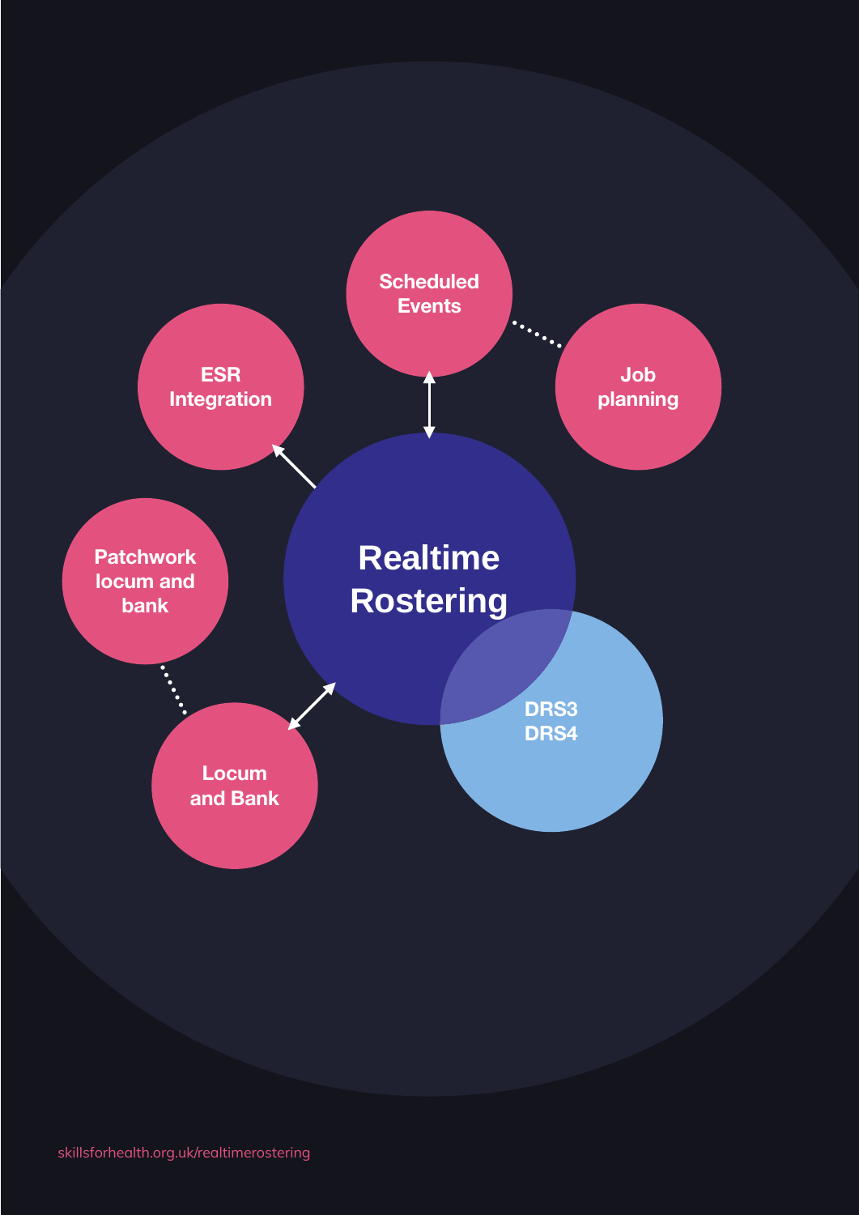Scheduled Events

Job planning

ESR Integration

# Realtime Rostering

Patchwork locum and bank

Locum and Bank

DRS3
DRS4

skillsforhealth.org.uk/realtimerostering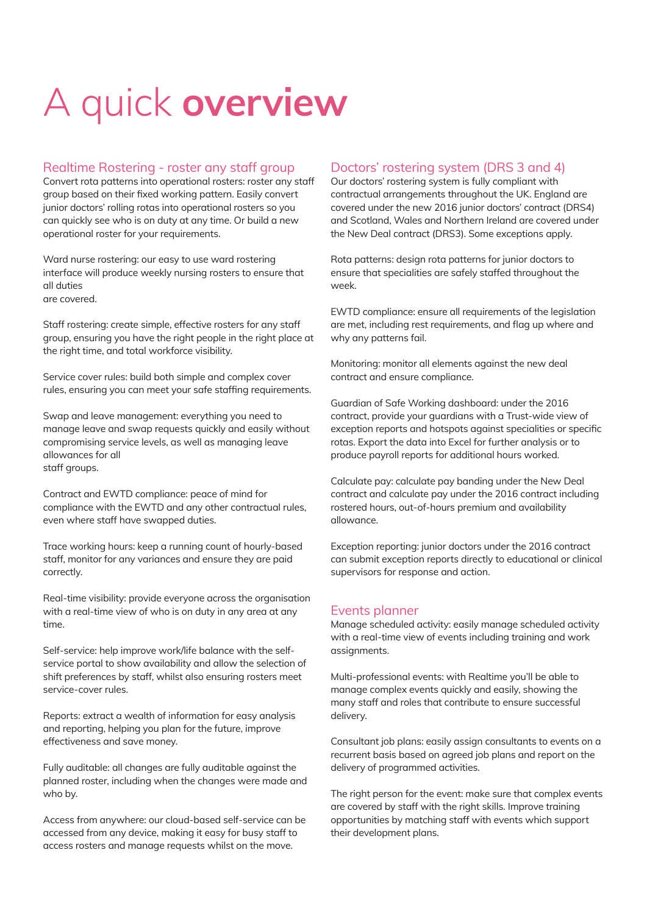# A quick **overview**

## Realtime Rostering - roster any staff group

Convert rota patterns into operational rosters: roster any staff group based on their fixed working pattern. Easily convert junior doctors' rolling rotas into operational rosters so you can quickly see who is on duty at any time. Or build a new operational roster for your requirements.

Ward nurse rostering: our easy to use ward rostering interface will produce weekly nursing rosters to ensure that all duties are covered.

Staff rostering: create simple, effective rosters for any staff group, ensuring you have the right people in the right place at the right time, and total workforce visibility.

Service cover rules: build both simple and complex cover rules, ensuring you can meet your safe staffing requirements.

Swap and leave management: everything you need to manage leave and swap requests quickly and easily without compromising service levels, as well as managing leave allowances for all staff groups.

Contract and EWTD compliance: peace of mind for compliance with the EWTD and any other contractual rules, even where staff have swapped duties.

Trace working hours: keep a running count of hourly-based staff, monitor for any variances and ensure they are paid correctly.

Real-time visibility: provide everyone across the organisation with a real-time view of who is on duty in any area at any time.

Self-service: help improve work/life balance with the self-service portal to show availability and allow the selection of shift preferences by staff, whilst also ensuring rosters meet service-cover rules.

Reports: extract a wealth of information for easy analysis and reporting, helping you plan for the future, improve effectiveness and save money.

Fully auditable: all changes are fully auditable against the planned roster, including when the changes were made and who by.

Access from anywhere: our cloud-based self-service can be accessed from any device, making it easy for busy staff to access rosters and manage requests whilst on the move.

## Doctors' rostering system (DRS 3 and 4)

Our doctors' rostering system is fully compliant with contractual arrangements throughout the UK. England are covered under the new 2016 junior doctors' contract (DRS4) and Scotland, Wales and Northern Ireland are covered under the New Deal contract (DRS3). Some exceptions apply.

Rota patterns: design rota patterns for junior doctors to ensure that specialities are safely staffed throughout the week.

EWTD compliance: ensure all requirements of the legislation are met, including rest requirements, and flag up where and why any patterns fail.

Monitoring: monitor all elements against the new deal contract and ensure compliance.

Guardian of Safe Working dashboard: under the 2016 contract, provide your guardians with a Trust-wide view of exception reports and hotspots against specialities or specific rotas. Export the data into Excel for further analysis or to produce payroll reports for additional hours worked.

Calculate pay: calculate pay banding under the New Deal contract and calculate pay under the 2016 contract including rostered hours, out-of-hours premium and availability allowance.

Exception reporting: junior doctors under the 2016 contract can submit exception reports directly to educational or clinical supervisors for response and action.

## Events planner

Manage scheduled activity: easily manage scheduled activity with a real-time view of events including training and work assignments.

Multi-professional events: with Realtime you'll be able to manage complex events quickly and easily, showing the many staff and roles that contribute to ensure successful delivery.

Consultant job plans: easily assign consultants to events on a recurrent basis based on agreed job plans and report on the delivery of programmed activities.

The right person for the event: make sure that complex events are covered by staff with the right skills. Improve training opportunities by matching staff with events which support their development plans.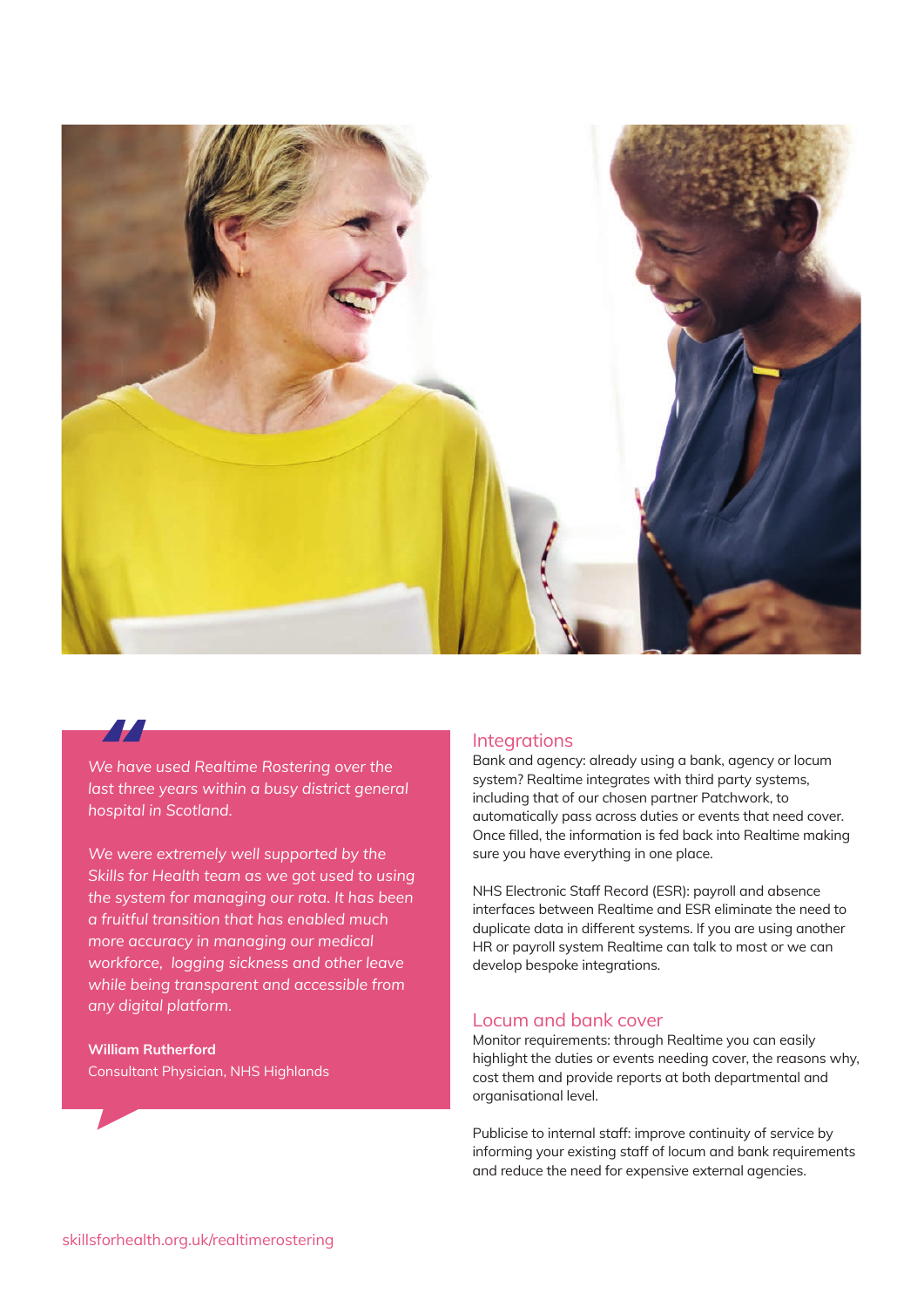> *We have used Realtime Rostering over the last three years within a busy district general hospital in Scotland.*
>
> *We were extremely well supported by the Skills for Health team as we got used to using the system for managing our rota. It has been a fruitful transition that has enabled much more accuracy in managing our medical workforce, logging sickness and other leave while being transparent and accessible from any digital platform.*
>
> **William Rutherford**
> Consultant Physician, NHS Highlands

## Integrations

Bank and agency: already using a bank, agency or locum system? Realtime integrates with third party systems, including that of our chosen partner Patchwork, to automatically pass across duties or events that need cover. Once filled, the information is fed back into Realtime making sure you have everything in one place.

NHS Electronic Staff Record (ESR): payroll and absence interfaces between Realtime and ESR eliminate the need to duplicate data in different systems. If you are using another HR or payroll system Realtime can talk to most or we can develop bespoke integrations.

## Locum and bank cover

Monitor requirements: through Realtime you can easily highlight the duties or events needing cover, the reasons why, cost them and provide reports at both departmental and organisational level.

Publicise to internal staff: improve continuity of service by informing your existing staff of locum and bank requirements and reduce the need for expensive external agencies.

skillsforhealth.org.uk/realtimerostering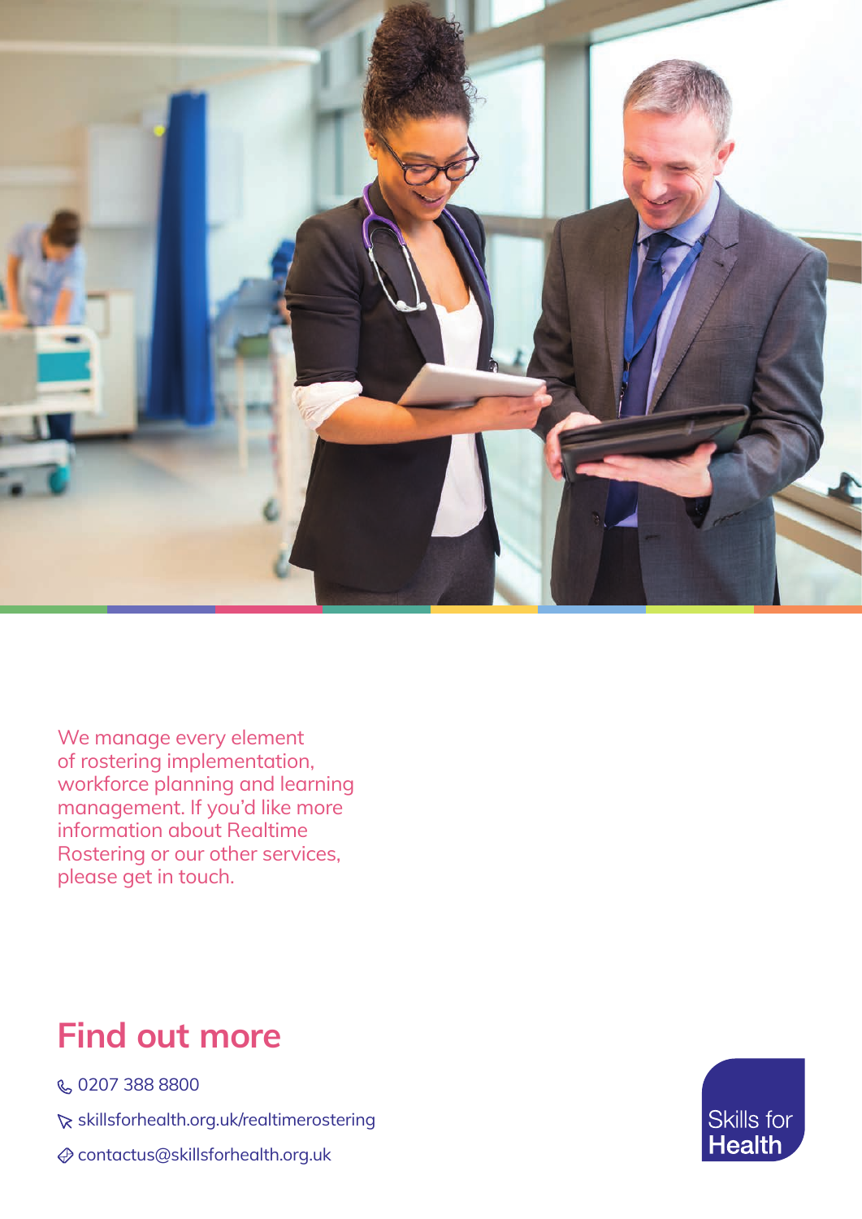We manage every element of rostering implementation, workforce planning and learning management. If you'd like more information about Realtime Rostering or our other services, please get in touch.

## Find out more

0207 388 8800

skillsforhealth.org.uk/realtimerostering

contactus@skillsforhealth.org.uk

Skills for Health